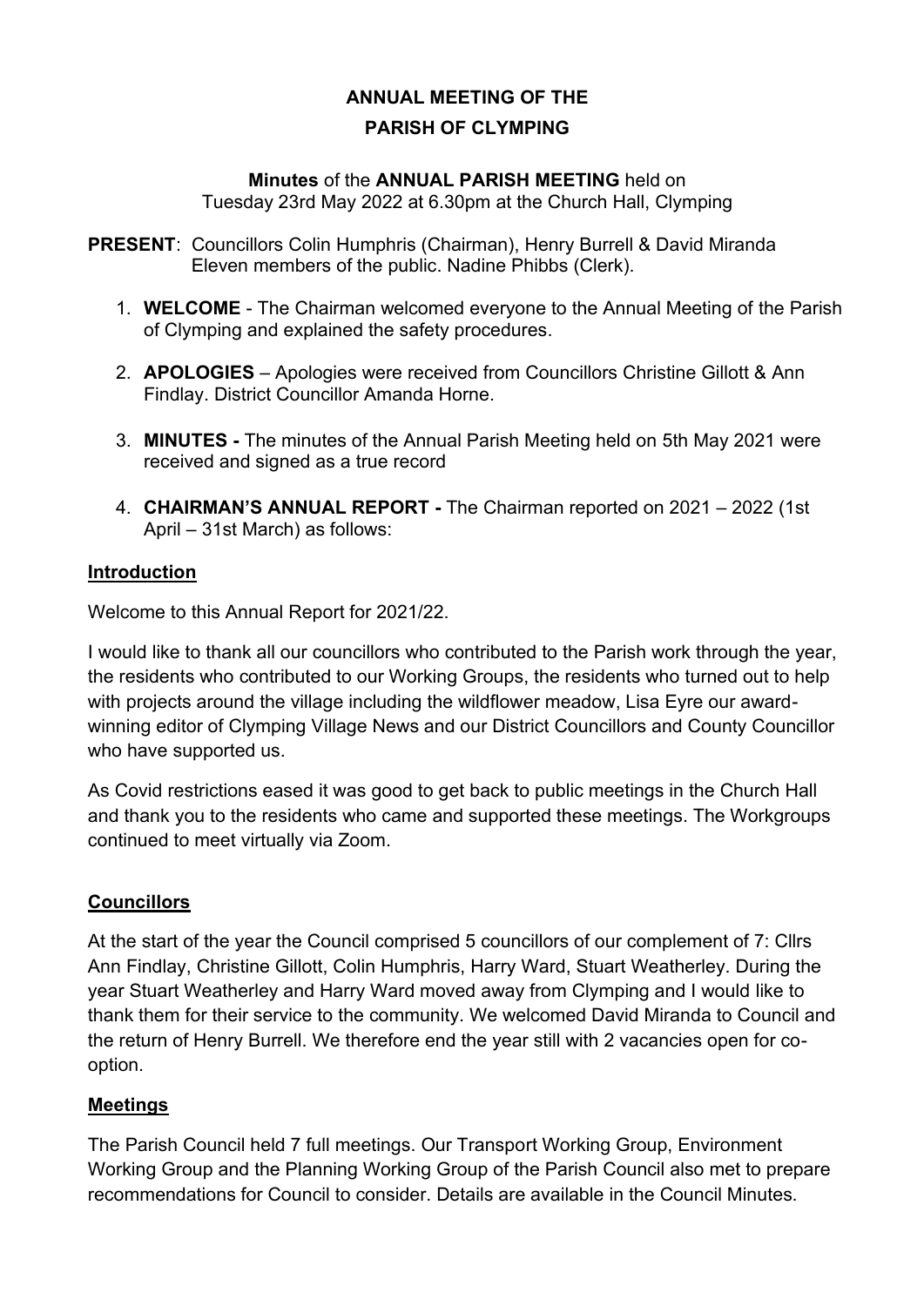# ANNUAL MEETING OF THE
# PARISH OF CLYMPING

**Minutes** of the **ANNUAL PARISH MEETING** held on
Tuesday 23rd May 2022 at 6.30pm at the Church Hall, Clymping

**PRESENT**: Councillors Colin Humphris (Chairman), Henry Burrell & David Miranda
Eleven members of the public. Nadine Phibbs (Clerk).

1. **WELCOME** - The Chairman welcomed everyone to the Annual Meeting of the Parish of Clymping and explained the safety procedures.

2. **APOLOGIES** – Apologies were received from Councillors Christine Gillott & Ann Findlay. District Councillor Amanda Horne.

3. **MINUTES -** The minutes of the Annual Parish Meeting held on 5th May 2021 were received and signed as a true record

4. **CHAIRMAN'S ANNUAL REPORT -** The Chairman reported on 2021 – 2022 (1st April – 31st March) as follows:

## Introduction

Welcome to this Annual Report for 2021/22.

I would like to thank all our councillors who contributed to the Parish work through the year, the residents who contributed to our Working Groups, the residents who turned out to help with projects around the village including the wildflower meadow, Lisa Eyre our award-winning editor of Clymping Village News and our District Councillors and County Councillor who have supported us.

As Covid restrictions eased it was good to get back to public meetings in the Church Hall and thank you to the residents who came and supported these meetings. The Workgroups continued to meet virtually via Zoom.

## Councillors

At the start of the year the Council comprised 5 councillors of our complement of 7: Cllrs Ann Findlay, Christine Gillott, Colin Humphris, Harry Ward, Stuart Weatherley. During the year Stuart Weatherley and Harry Ward moved away from Clymping and I would like to thank them for their service to the community. We welcomed David Miranda to Council and the return of Henry Burrell. We therefore end the year still with 2 vacancies open for co-option.

## Meetings

The Parish Council held 7 full meetings. Our Transport Working Group, Environment Working Group and the Planning Working Group of the Parish Council also met to prepare recommendations for Council to consider. Details are available in the Council Minutes.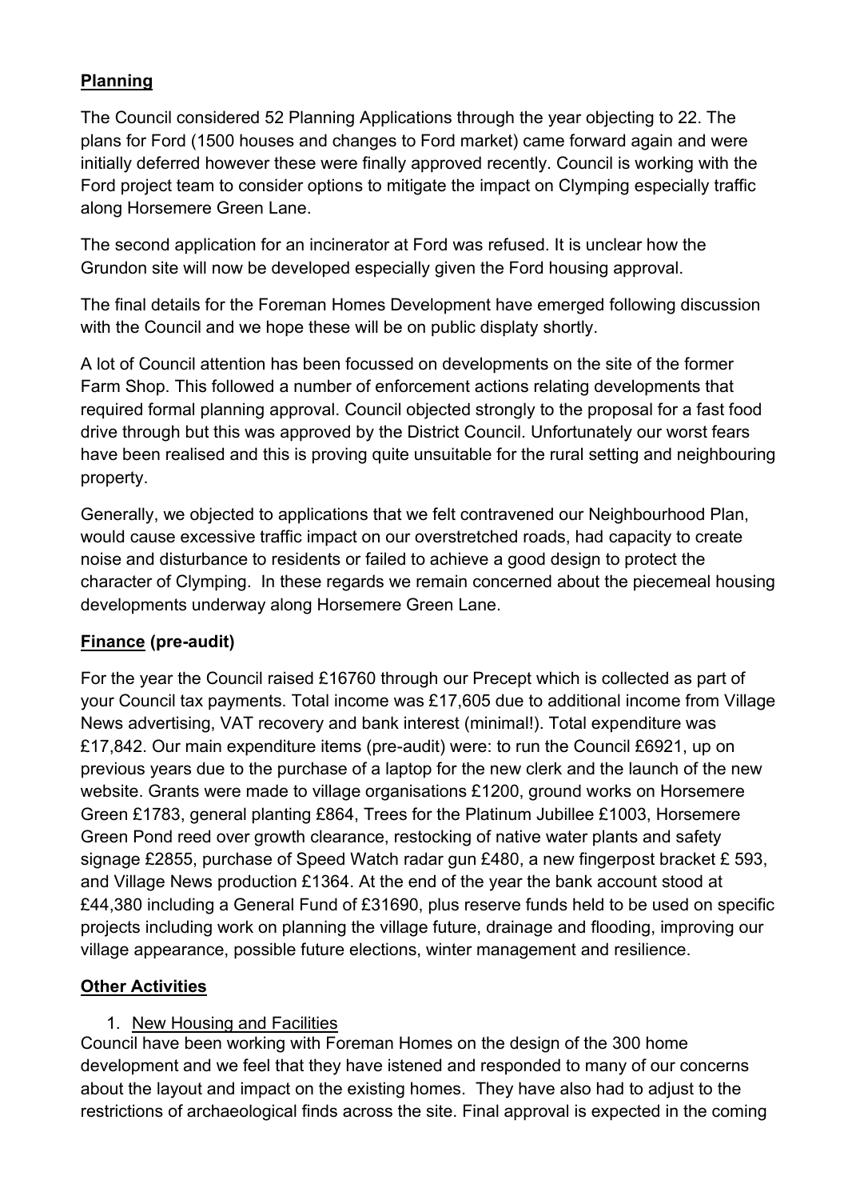**Planning**

The Council considered 52 Planning Applications through the year objecting to 22. The plans for Ford (1500 houses and changes to Ford market) came forward again and were initially deferred however these were finally approved recently. Council is working with the Ford project team to consider options to mitigate the impact on Clymping especially traffic along Horsemere Green Lane.

The second application for an incinerator at Ford was refused. It is unclear how the Grundon site will now be developed especially given the Ford housing approval.

The final details for the Foreman Homes Development have emerged following discussion with the Council and we hope these will be on public displaty shortly.

A lot of Council attention has been focussed on developments on the site of the former Farm Shop. This followed a number of enforcement actions relating developments that required formal planning approval. Council objected strongly to the proposal for a fast food drive through but this was approved by the District Council. Unfortunately our worst fears have been realised and this is proving quite unsuitable for the rural setting and neighbouring property.

Generally, we objected to applications that we felt contravened our Neighbourhood Plan, would cause excessive traffic impact on our overstretched roads, had capacity to create noise and disturbance to residents or failed to achieve a good design to protect the character of Clymping. In these regards we remain concerned about the piecemeal housing developments underway along Horsemere Green Lane.

**Finance (pre-audit)**

For the year the Council raised £16760 through our Precept which is collected as part of your Council tax payments. Total income was £17,605 due to additional income from Village News advertising, VAT recovery and bank interest (minimal!). Total expenditure was £17,842. Our main expenditure items (pre-audit) were: to run the Council £6921, up on previous years due to the purchase of a laptop for the new clerk and the launch of the new website. Grants were made to village organisations £1200, ground works on Horsemere Green £1783, general planting £864, Trees for the Platinum Jubillee £1003, Horsemere Green Pond reed over growth clearance, restocking of native water plants and safety signage £2855, purchase of Speed Watch radar gun £480, a new fingerpost bracket £ 593, and Village News production £1364. At the end of the year the bank account stood at £44,380 including a General Fund of £31690, plus reserve funds held to be used on specific projects including work on planning the village future, drainage and flooding, improving our village appearance, possible future elections, winter management and resilience.

**Other Activities**

1. New Housing and Facilities

Council have been working with Foreman Homes on the design of the 300 home development and we feel that they have istened and responded to many of our concerns about the layout and impact on the existing homes. They have also had to adjust to the restrictions of archaeological finds across the site. Final approval is expected in the coming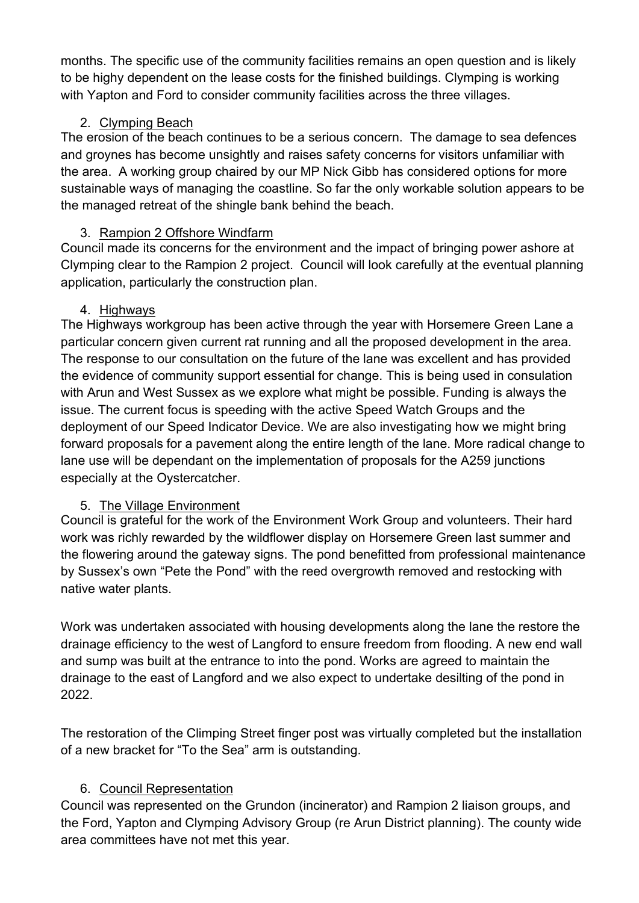months. The specific use of the community facilities remains an open question and is likely to be highy dependent on the lease costs for the finished buildings. Clymping is working with Yapton and Ford to consider community facilities across the three villages.

2. Clymping Beach

The erosion of the beach continues to be a serious concern. The damage to sea defences and groynes has become unsightly and raises safety concerns for visitors unfamiliar with the area. A working group chaired by our MP Nick Gibb has considered options for more sustainable ways of managing the coastline. So far the only workable solution appears to be the managed retreat of the shingle bank behind the beach.

3. Rampion 2 Offshore Windfarm

Council made its concerns for the environment and the impact of bringing power ashore at Clymping clear to the Rampion 2 project. Council will look carefully at the eventual planning application, particularly the construction plan.

4. Highways

The Highways workgroup has been active through the year with Horsemere Green Lane a particular concern given current rat running and all the proposed development in the area. The response to our consultation on the future of the lane was excellent and has provided the evidence of community support essential for change. This is being used in consulation with Arun and West Sussex as we explore what might be possible. Funding is always the issue. The current focus is speeding with the active Speed Watch Groups and the deployment of our Speed Indicator Device. We are also investigating how we might bring forward proposals for a pavement along the entire length of the lane. More radical change to lane use will be dependant on the implementation of proposals for the A259 junctions especially at the Oystercatcher.

5. The Village Environment

Council is grateful for the work of the Environment Work Group and volunteers. Their hard work was richly rewarded by the wildflower display on Horsemere Green last summer and the flowering around the gateway signs. The pond benefitted from professional maintenance by Sussex's own "Pete the Pond" with the reed overgrowth removed and restocking with native water plants.

Work was undertaken associated with housing developments along the lane the restore the drainage efficiency to the west of Langford to ensure freedom from flooding. A new end wall and sump was built at the entrance to into the pond. Works are agreed to maintain the drainage to the east of Langford and we also expect to undertake desilting of the pond in 2022.

The restoration of the Climping Street finger post was virtually completed but the installation of a new bracket for "To the Sea" arm is outstanding.

6. Council Representation

Council was represented on the Grundon (incinerator) and Rampion 2 liaison groups, and the Ford, Yapton and Clymping Advisory Group (re Arun District planning). The county wide area committees have not met this year.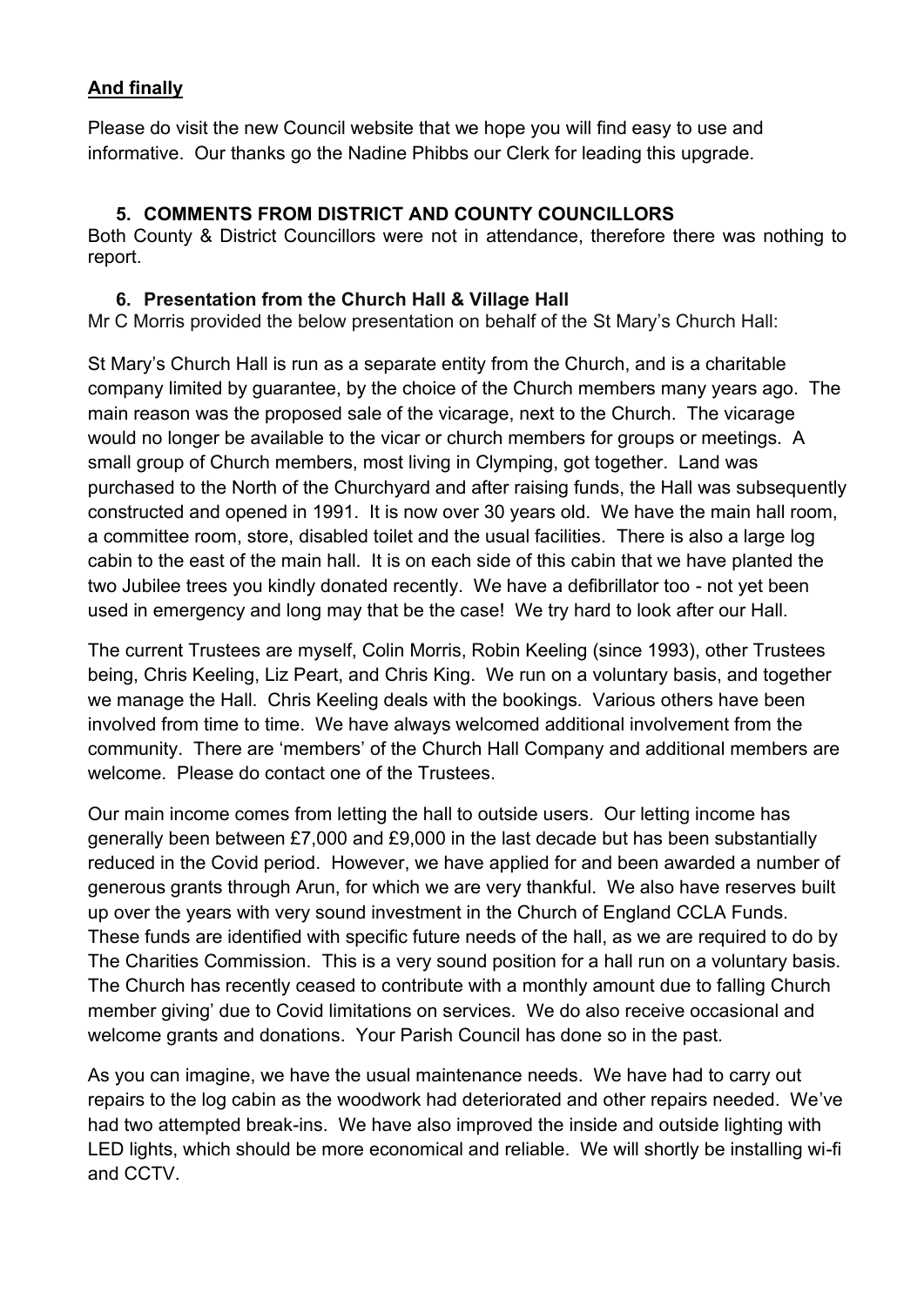**And finally**

Please do visit the new Council website that we hope you will find easy to use and informative. Our thanks go the Nadine Phibbs our Clerk for leading this upgrade.

### 5. COMMENTS FROM DISTRICT AND COUNTY COUNCILLORS

Both County & District Councillors were not in attendance, therefore there was nothing to report.

### 6. Presentation from the Church Hall & Village Hall

Mr C Morris provided the below presentation on behalf of the St Mary's Church Hall:

St Mary's Church Hall is run as a separate entity from the Church, and is a charitable company limited by guarantee, by the choice of the Church members many years ago. The main reason was the proposed sale of the vicarage, next to the Church. The vicarage would no longer be available to the vicar or church members for groups or meetings. A small group of Church members, most living in Clymping, got together. Land was purchased to the North of the Churchyard and after raising funds, the Hall was subsequently constructed and opened in 1991. It is now over 30 years old. We have the main hall room, a committee room, store, disabled toilet and the usual facilities. There is also a large log cabin to the east of the main hall. It is on each side of this cabin that we have planted the two Jubilee trees you kindly donated recently. We have a defibrillator too - not yet been used in emergency and long may that be the case! We try hard to look after our Hall.

The current Trustees are myself, Colin Morris, Robin Keeling (since 1993), other Trustees being, Chris Keeling, Liz Peart, and Chris King. We run on a voluntary basis, and together we manage the Hall. Chris Keeling deals with the bookings. Various others have been involved from time to time. We have always welcomed additional involvement from the community. There are 'members' of the Church Hall Company and additional members are welcome. Please do contact one of the Trustees.

Our main income comes from letting the hall to outside users. Our letting income has generally been between £7,000 and £9,000 in the last decade but has been substantially reduced in the Covid period. However, we have applied for and been awarded a number of generous grants through Arun, for which we are very thankful. We also have reserves built up over the years with very sound investment in the Church of England CCLA Funds. These funds are identified with specific future needs of the hall, as we are required to do by The Charities Commission. This is a very sound position for a hall run on a voluntary basis. The Church has recently ceased to contribute with a monthly amount due to falling Church member giving' due to Covid limitations on services. We do also receive occasional and welcome grants and donations. Your Parish Council has done so in the past.

As you can imagine, we have the usual maintenance needs. We have had to carry out repairs to the log cabin as the woodwork had deteriorated and other repairs needed. We've had two attempted break-ins. We have also improved the inside and outside lighting with LED lights, which should be more economical and reliable. We will shortly be installing wi-fi and CCTV.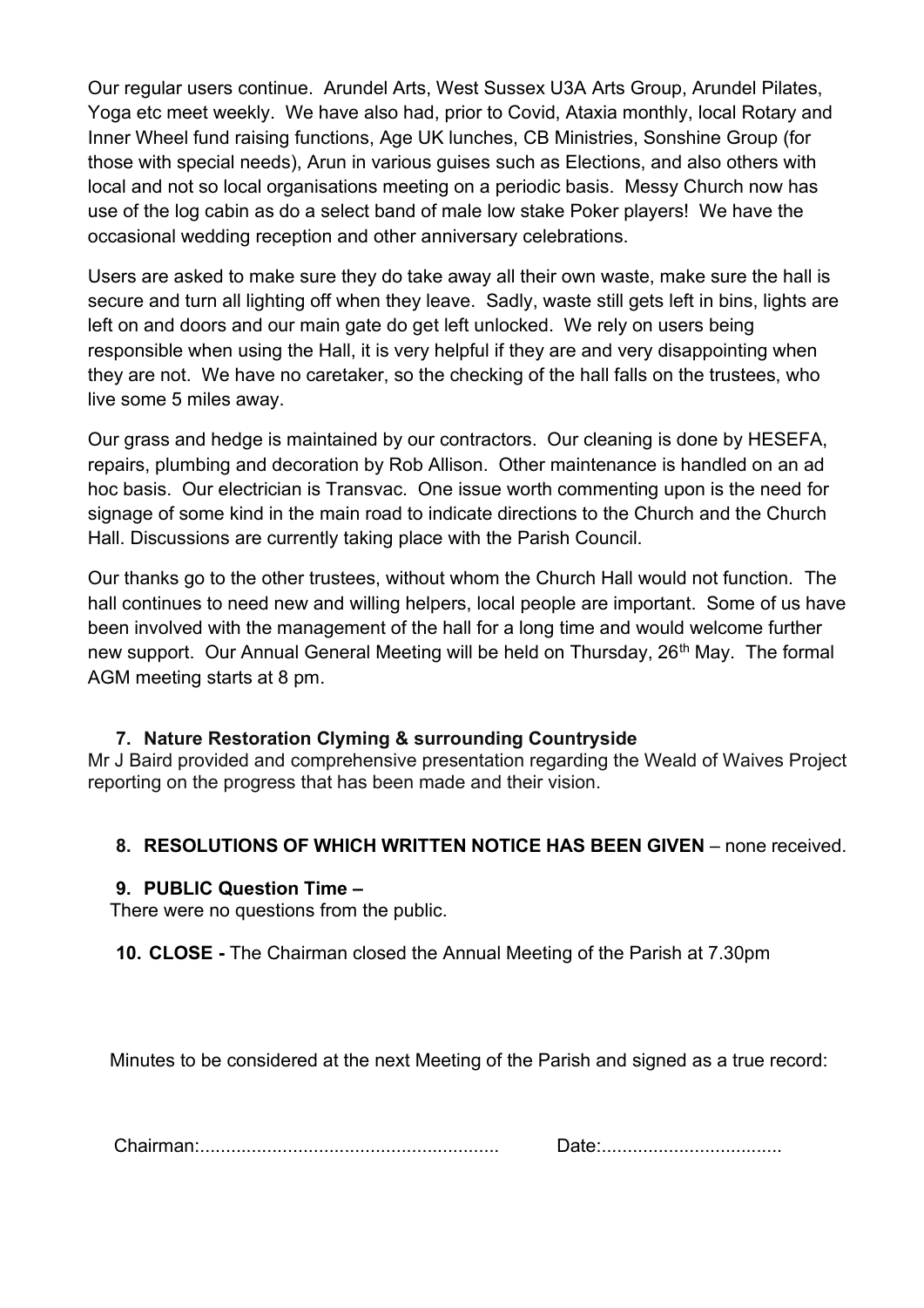Our regular users continue. Arundel Arts, West Sussex U3A Arts Group, Arundel Pilates, Yoga etc meet weekly. We have also had, prior to Covid, Ataxia monthly, local Rotary and Inner Wheel fund raising functions, Age UK lunches, CB Ministries, Sonshine Group (for those with special needs), Arun in various guises such as Elections, and also others with local and not so local organisations meeting on a periodic basis. Messy Church now has use of the log cabin as do a select band of male low stake Poker players! We have the occasional wedding reception and other anniversary celebrations.

Users are asked to make sure they do take away all their own waste, make sure the hall is secure and turn all lighting off when they leave. Sadly, waste still gets left in bins, lights are left on and doors and our main gate do get left unlocked. We rely on users being responsible when using the Hall, it is very helpful if they are and very disappointing when they are not. We have no caretaker, so the checking of the hall falls on the trustees, who live some 5 miles away.

Our grass and hedge is maintained by our contractors. Our cleaning is done by HESEFA, repairs, plumbing and decoration by Rob Allison. Other maintenance is handled on an ad hoc basis. Our electrician is Transvac. One issue worth commenting upon is the need for signage of some kind in the main road to indicate directions to the Church and the Church Hall. Discussions are currently taking place with the Parish Council.

Our thanks go to the other trustees, without whom the Church Hall would not function. The hall continues to need new and willing helpers, local people are important. Some of us have been involved with the management of the hall for a long time and would welcome further new support. Our Annual General Meeting will be held on Thursday, 26th May. The formal AGM meeting starts at 8 pm.

**7. Nature Restoration Clyming & surrounding Countryside**

Mr J Baird provided and comprehensive presentation regarding the Weald of Waives Project reporting on the progress that has been made and their vision.

**8. RESOLUTIONS OF WHICH WRITTEN NOTICE HAS BEEN GIVEN** – none received.

**9. PUBLIC Question Time –**

There were no questions from the public.

**10. CLOSE -** The Chairman closed the Annual Meeting of the Parish at 7.30pm

Minutes to be considered at the next Meeting of the Parish and signed as a true record:

Chairman:......................................................... Date:..................................